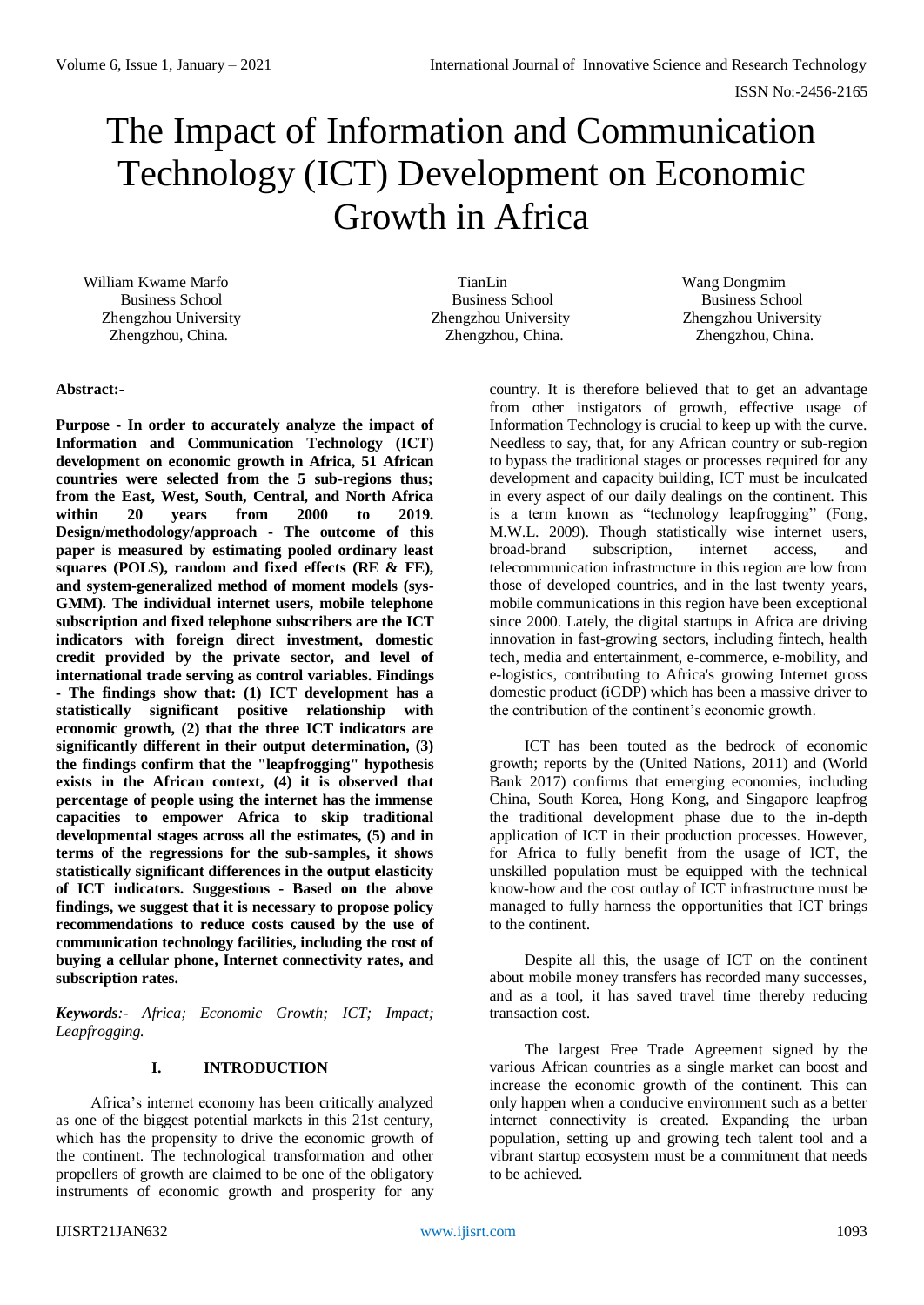# The Impact of Information and Communication Technology (ICT) Development on Economic Growth in Africa

William Kwame Marfo
Business School
Zhengzhou University
Zhengzhou, China.

TianLin
Business School
Zhengzhou University
Zhengzhou, China.

Wang Dongmim
Business School
Zhengzhou University
Zhengzhou, China.

**Abstract:-**

**Purpose - In order to accurately analyze the impact of Information and Communication Technology (ICT) development on economic growth in Africa, 51 African countries were selected from the 5 sub-regions thus; from the East, West, South, Central, and North Africa within 20 years from 2000 to 2019. Design/methodology/approach - The outcome of this paper is measured by estimating pooled ordinary least squares (POLS), random and fixed effects (RE & FE), and system-generalized method of moment models (sys-GMM). The individual internet users, mobile telephone subscription and fixed telephone subscribers are the ICT indicators with foreign direct investment, domestic credit provided by the private sector, and level of international trade serving as control variables. Findings - The findings show that: (1) ICT development has a statistically significant positive relationship with economic growth, (2) that the three ICT indicators are significantly different in their output determination, (3) the findings confirm that the "leapfrogging" hypothesis exists in the African context, (4) it is observed that percentage of people using the internet has the immense capacities to empower Africa to skip traditional developmental stages across all the estimates, (5) and in terms of the regressions for the sub-samples, it shows statistically significant differences in the output elasticity of ICT indicators. Suggestions - Based on the above findings, we suggest that it is necessary to propose policy recommendations to reduce costs caused by the use of communication technology facilities, including the cost of buying a cellular phone, Internet connectivity rates, and subscription rates.**

***Keywords**:- Africa; Economic Growth; ICT; Impact; Leapfrogging.*

## I. INTRODUCTION

Africa's internet economy has been critically analyzed as one of the biggest potential markets in this 21st century, which has the propensity to drive the economic growth of the continent. The technological transformation and other propellers of growth are claimed to be one of the obligatory instruments of economic growth and prosperity for any country. It is therefore believed that to get an advantage from other instigators of growth, effective usage of Information Technology is crucial to keep up with the curve. Needless to say, that, for any African country or sub-region to bypass the traditional stages or processes required for any development and capacity building, ICT must be inculcated in every aspect of our daily dealings on the continent. This is a term known as "technology leapfrogging" (Fong, M.W.L. 2009). Though statistically wise internet users, broad-brand subscription, internet access, and telecommunication infrastructure in this region are low from those of developed countries, and in the last twenty years, mobile communications in this region have been exceptional since 2000. Lately, the digital startups in Africa are driving innovation in fast-growing sectors, including fintech, health tech, media and entertainment, e-commerce, e-mobility, and e-logistics, contributing to Africa's growing Internet gross domestic product (iGDP) which has been a massive driver to the contribution of the continent's economic growth.

ICT has been touted as the bedrock of economic growth; reports by the (United Nations, 2011) and (World Bank 2017) confirms that emerging economies, including China, South Korea, Hong Kong, and Singapore leapfrog the traditional development phase due to the in-depth application of ICT in their production processes. However, for Africa to fully benefit from the usage of ICT, the unskilled population must be equipped with the technical know-how and the cost outlay of ICT infrastructure must be managed to fully harness the opportunities that ICT brings to the continent.

Despite all this, the usage of ICT on the continent about mobile money transfers has recorded many successes, and as a tool, it has saved travel time thereby reducing transaction cost.

The largest Free Trade Agreement signed by the various African countries as a single market can boost and increase the economic growth of the continent. This can only happen when a conducive environment such as a better internet connectivity is created. Expanding the urban population, setting up and growing tech talent tool and a vibrant startup ecosystem must be a commitment that needs to be achieved.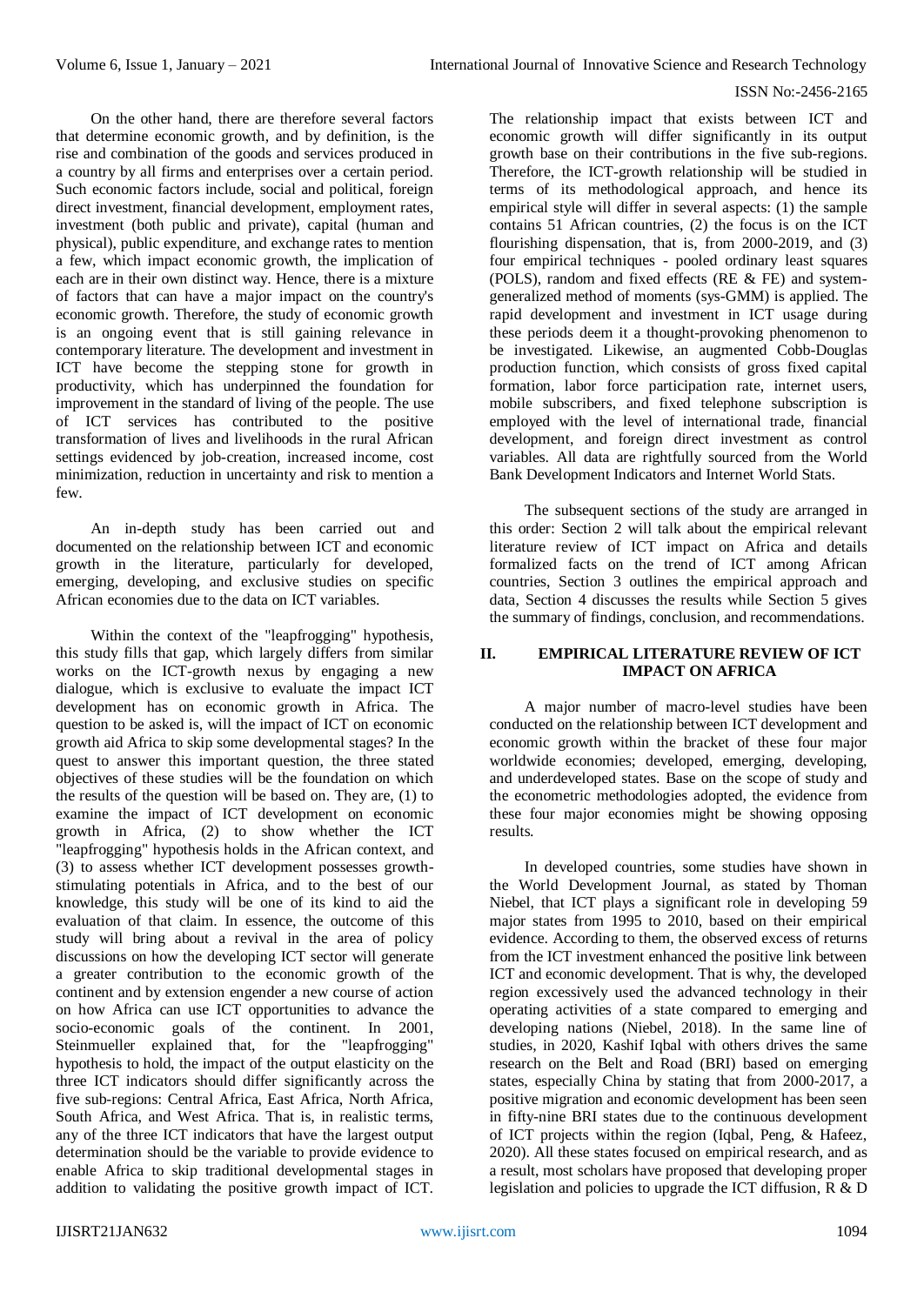On the other hand, there are therefore several factors that determine economic growth, and by definition, is the rise and combination of the goods and services produced in a country by all firms and enterprises over a certain period. Such economic factors include, social and political, foreign direct investment, financial development, employment rates, investment (both public and private), capital (human and physical), public expenditure, and exchange rates to mention a few, which impact economic growth, the implication of each are in their own distinct way. Hence, there is a mixture of factors that can have a major impact on the country's economic growth. Therefore, the study of economic growth is an ongoing event that is still gaining relevance in contemporary literature. The development and investment in ICT have become the stepping stone for growth in productivity, which has underpinned the foundation for improvement in the standard of living of the people. The use of ICT services has contributed to the positive transformation of lives and livelihoods in the rural African settings evidenced by job-creation, increased income, cost minimization, reduction in uncertainty and risk to mention a few.

An in-depth study has been carried out and documented on the relationship between ICT and economic growth in the literature, particularly for developed, emerging, developing, and exclusive studies on specific African economies due to the data on ICT variables.

Within the context of the "leapfrogging" hypothesis, this study fills that gap, which largely differs from similar works on the ICT-growth nexus by engaging a new dialogue, which is exclusive to evaluate the impact ICT development has on economic growth in Africa. The question to be asked is, will the impact of ICT on economic growth aid Africa to skip some developmental stages? In the quest to answer this important question, the three stated objectives of these studies will be the foundation on which the results of the question will be based on. They are, (1) to examine the impact of ICT development on economic growth in Africa, (2) to show whether the ICT "leapfrogging" hypothesis holds in the African context, and (3) to assess whether ICT development possesses growth-stimulating potentials in Africa, and to the best of our knowledge, this study will be one of its kind to aid the evaluation of that claim. In essence, the outcome of this study will bring about a revival in the area of policy discussions on how the developing ICT sector will generate a greater contribution to the economic growth of the continent and by extension engender a new course of action on how Africa can use ICT opportunities to advance the socio-economic goals of the continent. In 2001, Steinmueller explained that, for the "leapfrogging" hypothesis to hold, the impact of the output elasticity on the three ICT indicators should differ significantly across the five sub-regions: Central Africa, East Africa, North Africa, South Africa, and West Africa. That is, in realistic terms, any of the three ICT indicators that have the largest output determination should be the variable to provide evidence to enable Africa to skip traditional developmental stages in addition to validating the positive growth impact of ICT. The relationship impact that exists between ICT and economic growth will differ significantly in its output growth base on their contributions in the five sub-regions. Therefore, the ICT-growth relationship will be studied in terms of its methodological approach, and hence its empirical style will differ in several aspects: (1) the sample contains 51 African countries, (2) the focus is on the ICT flourishing dispensation, that is, from 2000-2019, and (3) four empirical techniques - pooled ordinary least squares (POLS), random and fixed effects (RE & FE) and system-generalized method of moments (sys-GMM) is applied. The rapid development and investment in ICT usage during these periods deem it a thought-provoking phenomenon to be investigated. Likewise, an augmented Cobb-Douglas production function, which consists of gross fixed capital formation, labor force participation rate, internet users, mobile subscribers, and fixed telephone subscription is employed with the level of international trade, financial development, and foreign direct investment as control variables. All data are rightfully sourced from the World Bank Development Indicators and Internet World Stats.

The subsequent sections of the study are arranged in this order: Section 2 will talk about the empirical relevant literature review of ICT impact on Africa and details formalized facts on the trend of ICT among African countries, Section 3 outlines the empirical approach and data, Section 4 discusses the results while Section 5 gives the summary of findings, conclusion, and recommendations.

## II. EMPIRICAL LITERATURE REVIEW OF ICT IMPACT ON AFRICA

A major number of macro-level studies have been conducted on the relationship between ICT development and economic growth within the bracket of these four major worldwide economies; developed, emerging, developing, and underdeveloped states. Base on the scope of study and the econometric methodologies adopted, the evidence from these four major economies might be showing opposing results.

In developed countries, some studies have shown in the World Development Journal, as stated by Thoman Niebel, that ICT plays a significant role in developing 59 major states from 1995 to 2010, based on their empirical evidence. According to them, the observed excess of returns from the ICT investment enhanced the positive link between ICT and economic development. That is why, the developed region excessively used the advanced technology in their operating activities of a state compared to emerging and developing nations (Niebel, 2018). In the same line of studies, in 2020, Kashif Iqbal with others drives the same research on the Belt and Road (BRI) based on emerging states, especially China by stating that from 2000-2017, a positive migration and economic development has been seen in fifty-nine BRI states due to the continuous development of ICT projects within the region (Iqbal, Peng, & Hafeez, 2020). All these states focused on empirical research, and as a result, most scholars have proposed that developing proper legislation and policies to upgrade the ICT diffusion, R & D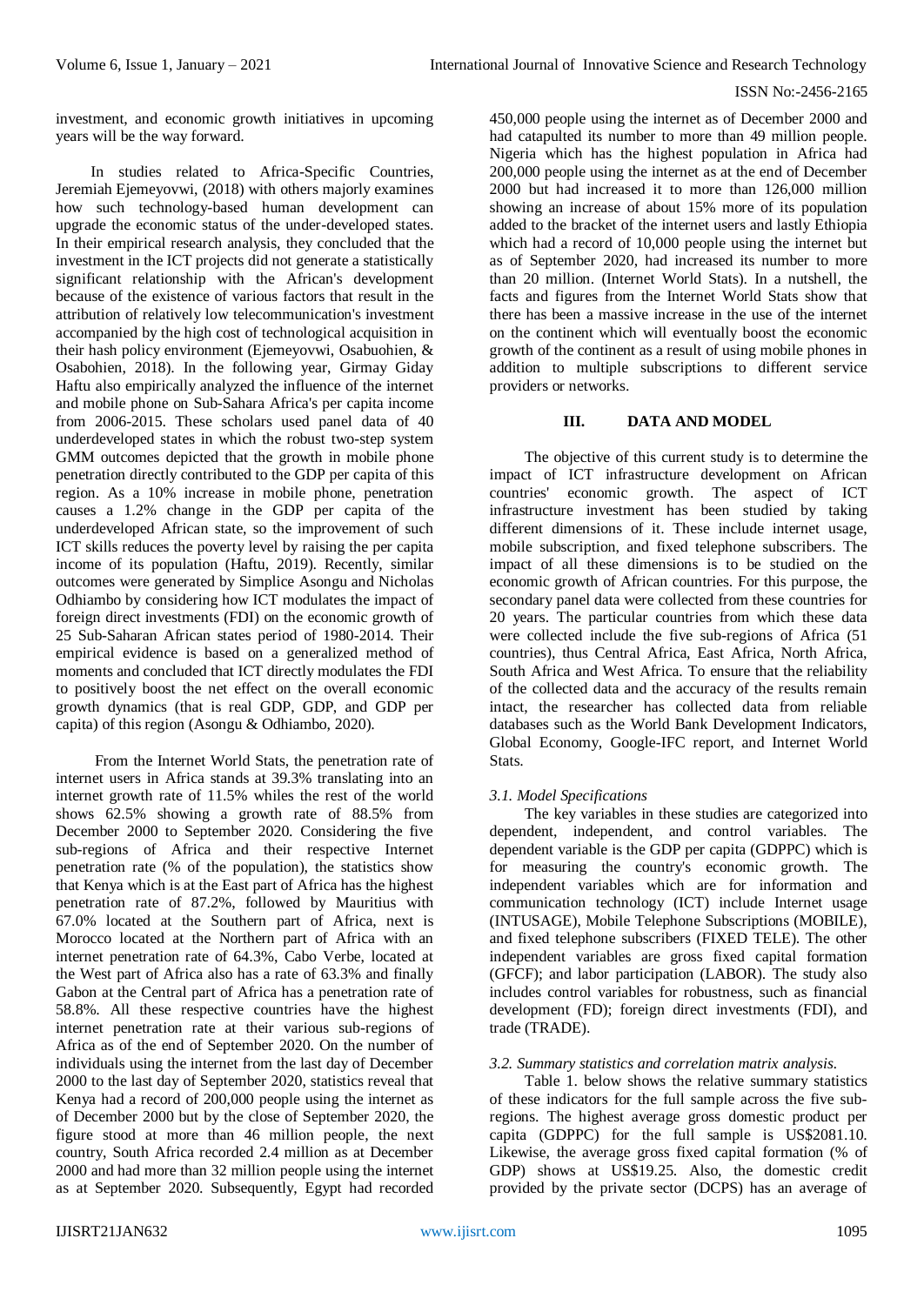investment, and economic growth initiatives in upcoming years will be the way forward.

In studies related to Africa-Specific Countries, Jeremiah Ejemeyovwi, (2018) with others majorly examines how such technology-based human development can upgrade the economic status of the under-developed states. In their empirical research analysis, they concluded that the investment in the ICT projects did not generate a statistically significant relationship with the African's development because of the existence of various factors that result in the attribution of relatively low telecommunication's investment accompanied by the high cost of technological acquisition in their hash policy environment (Ejemeyovwi, Osabuohien, & Osabohien, 2018). In the following year, Girmay Giday Haftu also empirically analyzed the influence of the internet and mobile phone on Sub-Sahara Africa's per capita income from 2006-2015. These scholars used panel data of 40 underdeveloped states in which the robust two-step system GMM outcomes depicted that the growth in mobile phone penetration directly contributed to the GDP per capita of this region. As a 10% increase in mobile phone, penetration causes a 1.2% change in the GDP per capita of the underdeveloped African state, so the improvement of such ICT skills reduces the poverty level by raising the per capita income of its population (Haftu, 2019). Recently, similar outcomes were generated by Simplice Asongu and Nicholas Odhiambo by considering how ICT modulates the impact of foreign direct investments (FDI) on the economic growth of 25 Sub-Saharan African states period of 1980-2014. Their empirical evidence is based on a generalized method of moments and concluded that ICT directly modulates the FDI to positively boost the net effect on the overall economic growth dynamics (that is real GDP, GDP, and GDP per capita) of this region (Asongu & Odhiambo, 2020).

From the Internet World Stats, the penetration rate of internet users in Africa stands at 39.3% translating into an internet growth rate of 11.5% whiles the rest of the world shows 62.5% showing a growth rate of 88.5% from December 2000 to September 2020. Considering the five sub-regions of Africa and their respective Internet penetration rate (% of the population), the statistics show that Kenya which is at the East part of Africa has the highest penetration rate of 87.2%, followed by Mauritius with 67.0% located at the Southern part of Africa, next is Morocco located at the Northern part of Africa with an internet penetration rate of 64.3%, Cabo Verbe, located at the West part of Africa also has a rate of 63.3% and finally Gabon at the Central part of Africa has a penetration rate of 58.8%. All these respective countries have the highest internet penetration rate at their various sub-regions of Africa as of the end of September 2020. On the number of individuals using the internet from the last day of December 2000 to the last day of September 2020, statistics reveal that Kenya had a record of 200,000 people using the internet as of December 2000 but by the close of September 2020, the figure stood at more than 46 million people, the next country, South Africa recorded 2.4 million as at December 2000 and had more than 32 million people using the internet as at September 2020. Subsequently, Egypt had recorded 450,000 people using the internet as of December 2000 and had catapulted its number to more than 49 million people. Nigeria which has the highest population in Africa had 200,000 people using the internet as at the end of December 2000 but had increased it to more than 126,000 million showing an increase of about 15% more of its population added to the bracket of the internet users and lastly Ethiopia which had a record of 10,000 people using the internet but as of September 2020, had increased its number to more than 20 million. (Internet World Stats). In a nutshell, the facts and figures from the Internet World Stats show that there has been a massive increase in the use of the internet on the continent which will eventually boost the economic growth of the continent as a result of using mobile phones in addition to multiple subscriptions to different service providers or networks.

## III. DATA AND MODEL

The objective of this current study is to determine the impact of ICT infrastructure development on African countries' economic growth. The aspect of ICT infrastructure investment has been studied by taking different dimensions of it. These include internet usage, mobile subscription, and fixed telephone subscribers. The impact of all these dimensions is to be studied on the economic growth of African countries. For this purpose, the secondary panel data were collected from these countries for 20 years. The particular countries from which these data were collected include the five sub-regions of Africa (51 countries), thus Central Africa, East Africa, North Africa, South Africa and West Africa. To ensure that the reliability of the collected data and the accuracy of the results remain intact, the researcher has collected data from reliable databases such as the World Bank Development Indicators, Global Economy, Google-IFC report, and Internet World Stats.

### *3.1. Model Specifications*

The key variables in these studies are categorized into dependent, independent, and control variables. The dependent variable is the GDP per capita (GDPPC) which is for measuring the country's economic growth. The independent variables which are for information and communication technology (ICT) include Internet usage (INTUSAGE), Mobile Telephone Subscriptions (MOBILE), and fixed telephone subscribers (FIXED TELE). The other independent variables are gross fixed capital formation (GFCF); and labor participation (LABOR). The study also includes control variables for robustness, such as financial development (FD); foreign direct investments (FDI), and trade (TRADE).

### *3.2. Summary statistics and correlation matrix analysis.*

Table 1. below shows the relative summary statistics of these indicators for the full sample across the five sub-regions. The highest average gross domestic product per capita (GDPPC) for the full sample is US$2081.10. Likewise, the average gross fixed capital formation (% of GDP) shows at US$19.25. Also, the domestic credit provided by the private sector (DCPS) has an average of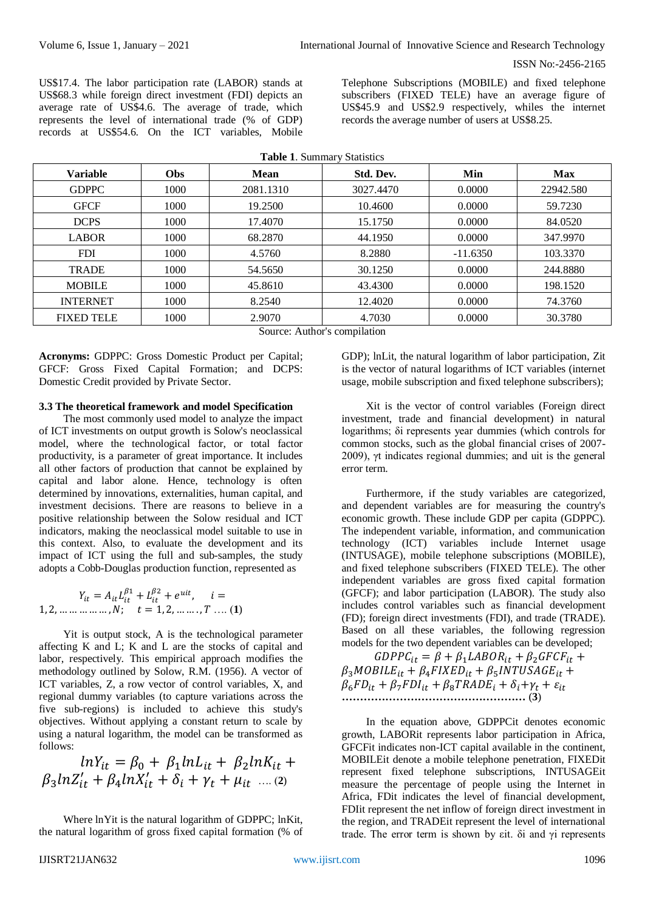US$17.4. The labor participation rate (LABOR) stands at US$68.3 while foreign direct investment (FDI) depicts an average rate of US$4.6. The average of trade, which represents the level of international trade (% of GDP) records at US$54.6. On the ICT variables, Mobile Telephone Subscriptions (MOBILE) and fixed telephone subscribers (FIXED TELE) have an average figure of US$45.9 and US$2.9 respectively, whiles the internet records the average number of users at US$8.25.

**Table 1**. Summary Statistics

| Variable | Obs | Mean | Std. Dev. | Min | Max |
|---|---|---|---|---|---|
| GDPPC | 1000 | 2081.1310 | 3027.4470 | 0.0000 | 22942.580 |
| GFCF | 1000 | 19.2500 | 10.4600 | 0.0000 | 59.7230 |
| DCPS | 1000 | 17.4070 | 15.1750 | 0.0000 | 84.0520 |
| LABOR | 1000 | 68.2870 | 44.1950 | 0.0000 | 347.9970 |
| FDI | 1000 | 4.5760 | 8.2880 | -11.6350 | 103.3370 |
| TRADE | 1000 | 54.5650 | 30.1250 | 0.0000 | 244.8880 |
| MOBILE | 1000 | 45.8610 | 43.4300 | 0.0000 | 198.1520 |
| INTERNET | 1000 | 8.2540 | 12.4020 | 0.0000 | 74.3760 |
| FIXED TELE | 1000 | 2.9070 | 4.7030 | 0.0000 | 30.3780 |

Source: Author's compilation

**Acronyms:** GDPPC: Gross Domestic Product per Capital; GFCF: Gross Fixed Capital Formation; and DCPS: Domestic Credit provided by Private Sector.

### 3.3 The theoretical framework and model Specification

The most commonly used model to analyze the impact of ICT investments on output growth is Solow's neoclassical model, where the technological factor, or total factor productivity, is a parameter of great importance. It includes all other factors of production that cannot be explained by capital and labor alone. Hence, technology is often determined by innovations, externalities, human capital, and investment decisions. There are reasons to believe in a positive relationship between the Solow residual and ICT indicators, making the neoclassical model suitable to use in this context. Also, to evaluate the development and its impact of ICT using the full and sub-samples, the study adopts a Cobb-Douglas production function, represented as

$$Y_{it} = A_{it} L_{it}^{\beta 1} + L_{it}^{\beta 2} + e^{uit}, \quad i = 1, 2, \ldots\ldots\ldots\ldots, N; \quad t = 1, 2, \ldots\ldots, T \;\ldots.\; (\mathbf{1})$$

Yit is output stock, A is the technological parameter affecting K and L; K and L are the stocks of capital and labor, respectively. This empirical approach modifies the methodology outlined by Solow, R.M. (1956). A vector of ICT variables, Z, a row vector of control variables, X, and regional dummy variables (to capture variations across the five sub-regions) is included to achieve this study's objectives. Without applying a constant return to scale by using a natural logarithm, the model can be transformed as follows:

$$lnY_{it} = \beta_0 + \beta_1 lnL_{it} + \beta_2 lnK_{it} + \beta_3 lnZ'_{it} + \beta_4 lnX'_{it} + \delta_i + \gamma_t + \mu_{it} \;\ldots.\; (\mathbf{2})$$

Where lnYit is the natural logarithm of GDPPC; lnKit, the natural logarithm of gross fixed capital formation (% of GDP); lnLit, the natural logarithm of labor participation, Zit is the vector of natural logarithms of ICT variables (internet usage, mobile subscription and fixed telephone subscribers);

Xit is the vector of control variables (Foreign direct investment, trade and financial development) in natural logarithms; δi represents year dummies (which controls for common stocks, such as the global financial crises of 2007-2009), γt indicates regional dummies; and uit is the general error term.

Furthermore, if the study variables are categorized, and dependent variables are for measuring the country's economic growth. These include GDP per capita (GDPPC). The independent variable, information, and communication technology (ICT) variables include Internet usage (INTUSAGE), mobile telephone subscriptions (MOBILE), and fixed telephone subscribers (FIXED TELE). The other independent variables are gross fixed capital formation (GFCF); and labor participation (LABOR). The study also includes control variables such as financial development (FD); foreign direct investments (FDI), and trade (TRADE). Based on all these variables, the following regression models for the two dependent variables can be developed;

$$GDPPC_{it} = \beta + \beta_1 LABOR_{it} + \beta_2 GFCF_{it} + \beta_3 MOBILE_{it} + \beta_4 FIXED_{it} + \beta_5 INTUSAGE_{it} + \beta_6 FD_{it} + \beta_7 FDI_{it} + \beta_8 TRADE_i + \delta_i + \gamma_t + \varepsilon_{it} \;\ldots\ldots\ldots\ldots\; (\mathbf{3})$$

In the equation above, GDPPCit denotes economic growth, LABORit represents labor participation in Africa, GFCFit indicates non-ICT capital available in the continent, MOBILEit denote a mobile telephone penetration, FIXEDit represent fixed telephone subscriptions, INTUSAGEit measure the percentage of people using the Internet in Africa, FDit indicates the level of financial development, FDIit represent the net inflow of foreign direct investment in the region, and TRADEit represent the level of international trade. The error term is shown by εit. δi and γi represents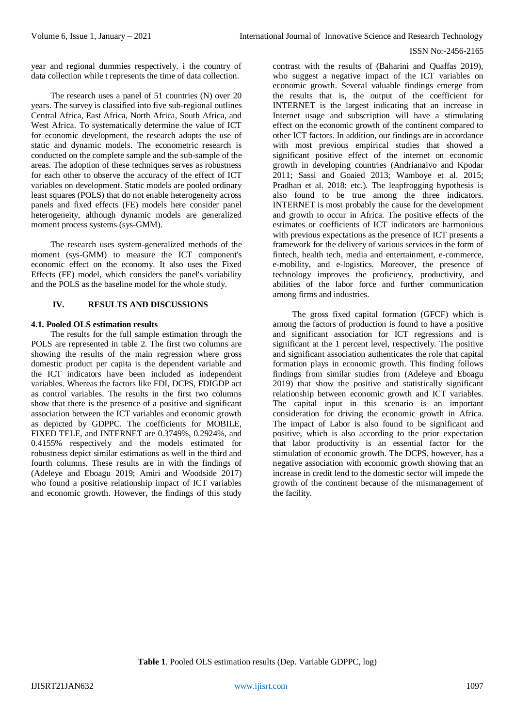year and regional dummies respectively. i the country of data collection while t represents the time of data collection.

The research uses a panel of 51 countries (N) over 20 years. The survey is classified into five sub-regional outlines Central Africa, East Africa, North Africa, South Africa, and West Africa. To systematically determine the value of ICT for economic development, the research adopts the use of static and dynamic models. The econometric research is conducted on the complete sample and the sub-sample of the areas. The adoption of these techniques serves as robustness for each other to observe the accuracy of the effect of ICT variables on development. Static models are pooled ordinary least squares (POLS) that do not enable heterogeneity across panels and fixed effects (FE) models here consider panel heterogeneity, although dynamic models are generalized moment process systems (sys-GMM).

The research uses system-generalized methods of the moment (sys-GMM) to measure the ICT component's economic effect on the economy. It also uses the Fixed Effects (FE) model, which considers the panel's variability and the POLS as the baseline model for the whole study.

## IV. RESULTS AND DISCUSSIONS

### 4.1. Pooled OLS estimation results

The results for the full sample estimation through the POLS are represented in table 2. The first two columns are showing the results of the main regression where gross domestic product per capita is the dependent variable and the ICT indicators have been included as independent variables. Whereas the factors like FDI, DCPS, FDIGDP act as control variables. The results in the first two columns show that there is the presence of a positive and significant association between the ICT variables and economic growth as depicted by GDPPC. The coefficients for MOBILE, FIXED TELE, and INTERNET are 0.3749%, 0.2924%, and 0.4155% respectively and the models estimated for robustness depict similar estimations as well in the third and fourth columns. These results are in with the findings of (Adeleye and Eboagu 2019; Amiri and Woodside 2017) who found a positive relationship impact of ICT variables and economic growth. However, the findings of this study contrast with the results of (Baharini and Quaffas 2019), who suggest a negative impact of the ICT variables on economic growth. Several valuable findings emerge from the results that is, the output of the coefficient for INTERNET is the largest indicating that an increase in Internet usage and subscription will have a stimulating effect on the economic growth of the continent compared to other ICT factors. In addition, our findings are in accordance with most previous empirical studies that showed a significant positive effect of the internet on economic growth in developing countries (Andrianaivo and Kpodar 2011; Sassi and Goaied 2013; Wamboye et al. 2015; Pradhan et al. 2018; etc.). The leapfrogging hypothesis is also found to be true among the three indicators. INTERNET is most probably the cause for the development and growth to occur in Africa. The positive effects of the estimates or coefficients of ICT indicators are harmonious with previous expectations as the presence of ICT presents a framework for the delivery of various services in the form of fintech, health tech, media and entertainment, e-commerce, e-mobility, and e-logistics. Moreover, the presence of technology improves the proficiency, productivity, and abilities of the labor force and further communication among firms and industries.

The gross fixed capital formation (GFCF) which is among the factors of production is found to have a positive and significant association for ICT regressions and is significant at the 1 percent level, respectively. The positive and significant association authenticates the role that capital formation plays in economic growth. This finding follows findings from similar studies from (Adeleye and Eboagu 2019) that show the positive and statistically significant relationship between economic growth and ICT variables. The capital input in this scenario is an important consideration for driving the economic growth in Africa. The impact of Labor is also found to be significant and positive, which is also according to the prior expectation that labor productivity is an essential factor for the stimulation of economic growth. The DCPS, however, has a negative association with economic growth showing that an increase in credit lend to the domestic sector will impede the growth of the continent because of the mismanagement of the facility.

**Table 1**. Pooled OLS estimation results (Dep. Variable GDPPC, log)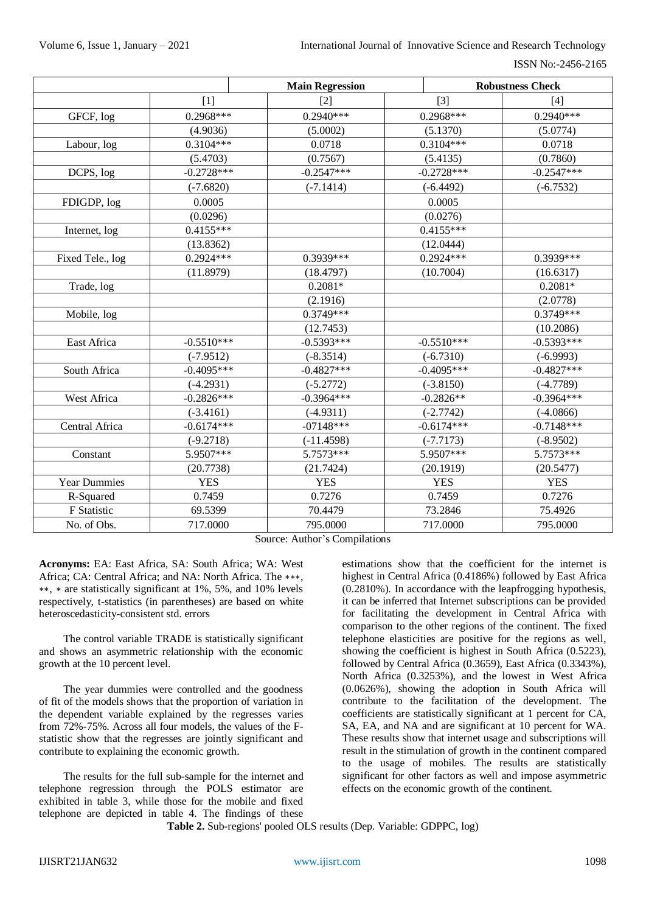| | Main Regression | | Robustness Check | |
|---|---|---|---|---|
| | [1] | [2] | [3] | [4] |
| GFCF, log | 0.2968*** | 0.2940*** | 0.2968*** | 0.2940*** |
| | (4.9036) | (5.0002) | (5.1370) | (5.0774) |
| Labour, log | 0.3104*** | 0.0718 | 0.3104*** | 0.0718 |
| | (5.4703) | (0.7567) | (5.4135) | (0.7860) |
| DCPS, log | -0.2728*** | -0.2547*** | -0.2728*** | -0.2547*** |
| | (-7.6820) | (-7.1414) | (-6.4492) | (-6.7532) |
| FDIGDP, log | 0.0005 | | 0.0005 | |
| | (0.0296) | | (0.0276) | |
| Internet, log | 0.4155*** | | 0.4155*** | |
| | (13.8362) | | (12.0444) | |
| Fixed Tele., log | 0.2924*** | 0.3939*** | 0.2924*** | 0.3939*** |
| | (11.8979) | (18.4797) | (10.7004) | (16.6317) |
| Trade, log | | 0.2081* | | 0.2081* |
| | | (2.1916) | | (2.0778) |
| Mobile, log | | 0.3749*** | | 0.3749*** |
| | | (12.7453) | | (10.2086) |
| East Africa | -0.5510*** | -0.5393*** | -0.5510*** | -0.5393*** |
| | (-7.9512) | (-8.3514) | (-6.7310) | (-6.9993) |
| South Africa | -0.4095*** | -0.4827*** | -0.4095*** | -0.4827*** |
| | (-4.2931) | (-5.2772) | (-3.8150) | (-4.7789) |
| West Africa | -0.2826*** | -0.3964*** | -0.2826** | -0.3964*** |
| | (-3.4161) | (-4.9311) | (-2.7742) | (-4.0866) |
| Central Africa | -0.6174*** | -07148*** | -0.6174*** | -0.7148*** |
| | (-9.2718) | (-11.4598) | (-7.7173) | (-8.9502) |
| Constant | 5.9507*** | 5.7573*** | 5.9507*** | 5.7573*** |
| | (20.7738) | (21.7424) | (20.1919) | (20.5477) |
| Year Dummies | YES | YES | YES | YES |
| R-Squared | 0.7459 | 0.7276 | 0.7459 | 0.7276 |
| F Statistic | 69.5399 | 70.4479 | 73.2846 | 75.4926 |
| No. of Obs. | 717.0000 | 795.0000 | 717.0000 | 795.0000 |

Source: Author's Compilations

**Acronyms:** EA: East Africa, SA: South Africa; WA: West Africa; CA: Central Africa; and NA: North Africa. The ***, **, * are statistically significant at 1%, 5%, and 10% levels respectively, t-statistics (in parentheses) are based on white heteroscedasticity-consistent std. errors

The control variable TRADE is statistically significant and shows an asymmetric relationship with the economic growth at the 10 percent level.

The year dummies were controlled and the goodness of fit of the models shows that the proportion of variation in the dependent variable explained by the regresses varies from 72%-75%. Across all four models, the values of the F-statistic show that the regresses are jointly significant and contribute to explaining the economic growth.

The results for the full sub-sample for the internet and telephone regression through the POLS estimator are exhibited in table 3, while those for the mobile and fixed telephone are depicted in table 4. The findings of these estimations show that the coefficient for the internet is highest in Central Africa (0.4186%) followed by East Africa (0.2810%). In accordance with the leapfrogging hypothesis, it can be inferred that Internet subscriptions can be provided for facilitating the development in Central Africa with comparison to the other regions of the continent. The fixed telephone elasticities are positive for the regions as well, showing the coefficient is highest in South Africa (0.5223), followed by Central Africa (0.3659), East Africa (0.3343%), North Africa (0.3253%), and the lowest in West Africa (0.0626%), showing the adoption in South Africa will contribute to the facilitation of the development. The coefficients are statistically significant at 1 percent for CA, SA, EA, and NA and are significant at 10 percent for WA. These results show that internet usage and subscriptions will result in the stimulation of growth in the continent compared to the usage of mobiles. The results are statistically significant for other factors as well and impose asymmetric effects on the economic growth of the continent.

**Table 2.** Sub-regions' pooled OLS results (Dep. Variable: GDPPC, log)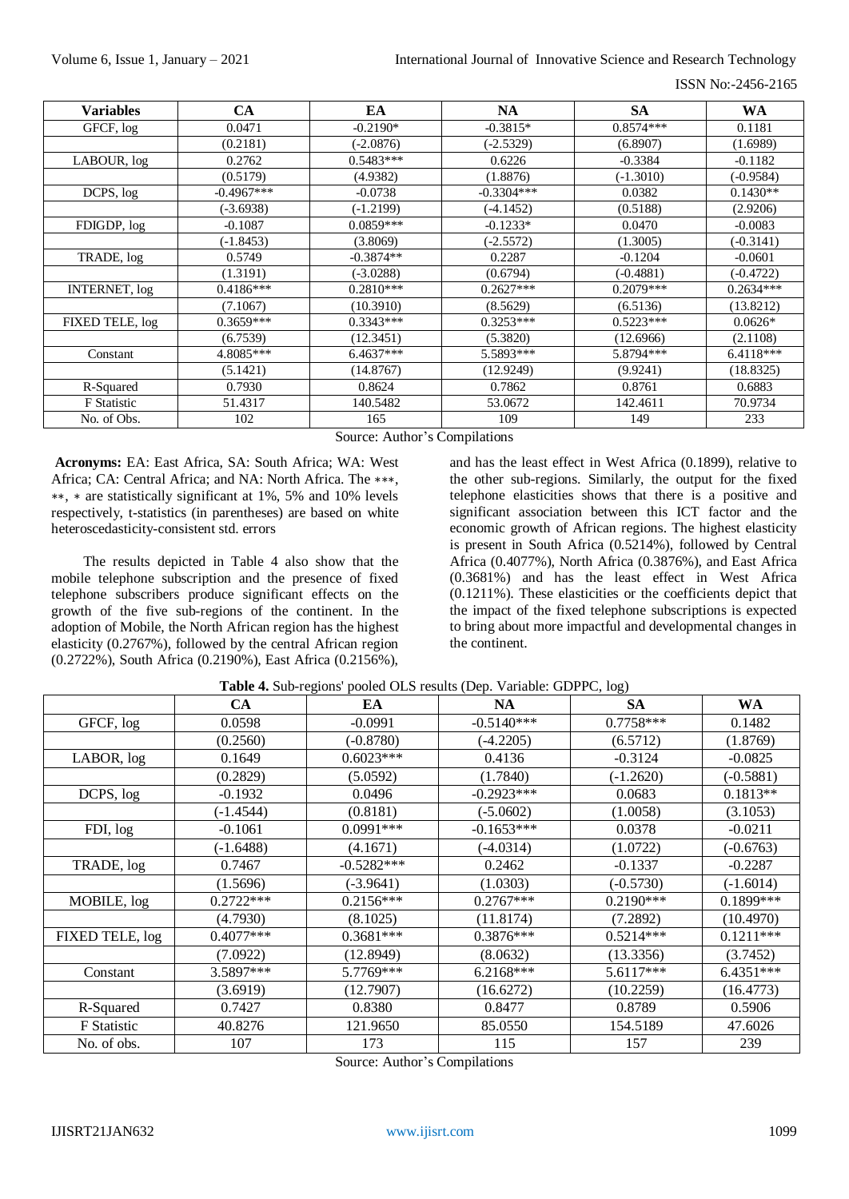| Variables | CA | EA | NA | SA | WA |
|---|---|---|---|---|---|
| GFCF, log | 0.0471 | -0.2190* | -0.3815* | 0.8574*** | 0.1181 |
| | (0.2181) | (-2.0876) | (-2.5329) | (6.8907) | (1.6989) |
| LABOUR, log | 0.2762 | 0.5483*** | 0.6226 | -0.3384 | -0.1182 |
| | (0.5179) | (4.9382) | (1.8876) | (-1.3010) | (-0.9584) |
| DCPS, log | -0.4967*** | -0.0738 | -0.3304*** | 0.0382 | 0.1430** |
| | (-3.6938) | (-1.2199) | (-4.1452) | (0.5188) | (2.9206) |
| FDIGDP, log | -0.1087 | 0.0859*** | -0.1233* | 0.0470 | -0.0083 |
| | (-1.8453) | (3.8069) | (-2.5572) | (1.3005) | (-0.3141) |
| TRADE, log | 0.5749 | -0.3874** | 0.2287 | -0.1204 | -0.0601 |
| | (1.3191) | (-3.0288) | (0.6794) | (-0.4881) | (-0.4722) |
| INTERNET, log | 0.4186*** | 0.2810*** | 0.2627*** | 0.2079*** | 0.2634*** |
| | (7.1067) | (10.3910) | (8.5629) | (6.5136) | (13.8212) |
| FIXED TELE, log | 0.3659*** | 0.3343*** | 0.3253*** | 0.5223*** | 0.0626* |
| | (6.7539) | (12.3451) | (5.3820) | (12.6966) | (2.1108) |
| Constant | 4.8085*** | 6.4637*** | 5.5893*** | 5.8794*** | 6.4118*** |
| | (5.1421) | (14.8767) | (12.9249) | (9.9241) | (18.8325) |
| R-Squared | 0.7930 | 0.8624 | 0.7862 | 0.8761 | 0.6883 |
| F Statistic | 51.4317 | 140.5482 | 53.0672 | 142.4611 | 70.9734 |
| No. of Obs. | 102 | 165 | 109 | 149 | 233 |

Source: Author's Compilations

**Acronyms:** EA: East Africa, SA: South Africa; WA: West Africa; CA: Central Africa; and NA: North Africa. The ***, **, * are statistically significant at 1%, 5% and 10% levels respectively, t-statistics (in parentheses) are based on white heteroscedasticity-consistent std. errors

The results depicted in Table 4 also show that the mobile telephone subscription and the presence of fixed telephone subscribers produce significant effects on the growth of the five sub-regions of the continent. In the adoption of Mobile, the North African region has the highest elasticity (0.2767%), followed by the central African region (0.2722%), South Africa (0.2190%), East Africa (0.2156%), and has the least effect in West Africa (0.1899), relative to the other sub-regions. Similarly, the output for the fixed telephone elasticities shows that there is a positive and significant association between this ICT factor and the economic growth of African regions. The highest elasticity is present in South Africa (0.5214%), followed by Central Africa (0.4077%), North Africa (0.3876%), and East Africa (0.3681%) and has the least effect in West Africa (0.1211%). These elasticities or the coefficients depict that the impact of the fixed telephone subscriptions is expected to bring about more impactful and developmental changes in the continent.

**Table 4.** Sub-regions' pooled OLS results (Dep. Variable: GDPPC, log)

| | CA | EA | NA | SA | WA |
|---|---|---|---|---|---|
| GFCF, log | 0.0598 | -0.0991 | -0.5140*** | 0.7758*** | 0.1482 |
| | (0.2560) | (-0.8780) | (-4.2205) | (6.5712) | (1.8769) |
| LABOR, log | 0.1649 | 0.6023*** | 0.4136 | -0.3124 | -0.0825 |
| | (0.2829) | (5.0592) | (1.7840) | (-1.2620) | (-0.5881) |
| DCPS, log | -0.1932 | 0.0496 | -0.2923*** | 0.0683 | 0.1813** |
| | (-1.4544) | (0.8181) | (-5.0602) | (1.0058) | (3.1053) |
| FDI, log | -0.1061 | 0.0991*** | -0.1653*** | 0.0378 | -0.0211 |
| | (-1.6488) | (4.1671) | (-4.0314) | (1.0722) | (-0.6763) |
| TRADE, log | 0.7467 | -0.5282*** | 0.2462 | -0.1337 | -0.2287 |
| | (1.5696) | (-3.9641) | (1.0303) | (-0.5730) | (-1.6014) |
| MOBILE, log | 0.2722*** | 0.2156*** | 0.2767*** | 0.2190*** | 0.1899*** |
| | (4.7930) | (8.1025) | (11.8174) | (7.2892) | (10.4970) |
| FIXED TELE, log | 0.4077*** | 0.3681*** | 0.3876*** | 0.5214*** | 0.1211*** |
| | (7.0922) | (12.8949) | (8.0632) | (13.3356) | (3.7452) |
| Constant | 3.5897*** | 5.7769*** | 6.2168*** | 5.6117*** | 6.4351*** |
| | (3.6919) | (12.7907) | (16.6272) | (10.2259) | (16.4773) |
| R-Squared | 0.7427 | 0.8380 | 0.8477 | 0.8789 | 0.5906 |
| F Statistic | 40.8276 | 121.9650 | 85.0550 | 154.5189 | 47.6026 |
| No. of obs. | 107 | 173 | 115 | 157 | 239 |

Source: Author's Compilations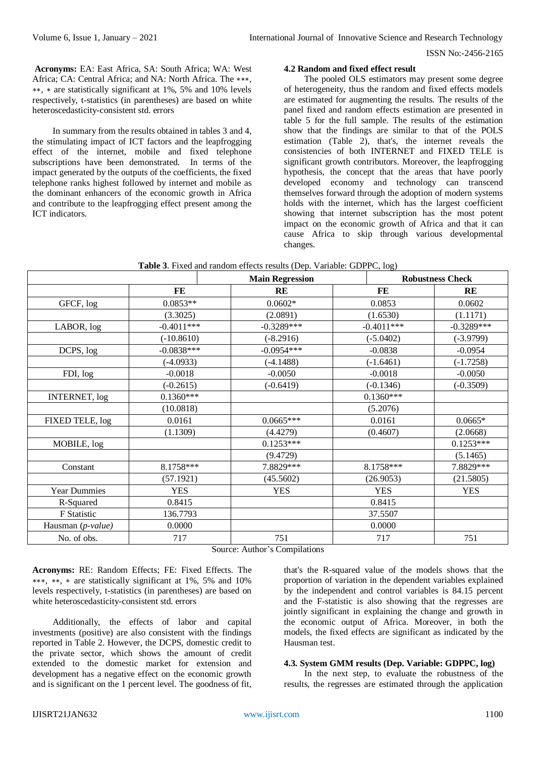**Acronyms:** EA: East Africa, SA: South Africa; WA: West Africa; CA: Central Africa; and NA: North Africa. The ∗∗∗, ∗∗, ∗ are statistically significant at 1%, 5% and 10% levels respectively, t-statistics (in parentheses) are based on white heteroscedasticity-consistent std. errors

In summary from the results obtained in tables 3 and 4, the stimulating impact of ICT factors and the leapfrogging effect of the internet, mobile and fixed telephone subscriptions have been demonstrated. In terms of the impact generated by the outputs of the coefficients, the fixed telephone ranks highest followed by internet and mobile as the dominant enhancers of the economic growth in Africa and contribute to the leapfrogging effect present among the ICT indicators.

### 4.2 Random and fixed effect result

The pooled OLS estimators may present some degree of heterogeneity, thus the random and fixed effects models are estimated for augmenting the results. The results of the panel fixed and random effects estimation are presented in table 5 for the full sample. The results of the estimation show that the findings are similar to that of the POLS estimation (Table 2), that's, the internet reveals the consistencies of both INTERNET and FIXED TELE is significant growth contributors. Moreover, the leapfrogging hypothesis, the concept that the areas that have poorly developed economy and technology can transcend themselves forward through the adoption of modern systems holds with the internet, which has the largest coefficient showing that internet subscription has the most potent impact on the economic growth of Africa and that it can cause Africa to skip through various developmental changes.

**Table 3**. Fixed and random effects results (Dep. Variable: GDPPC, log)

| | Main Regression | | Robustness Check | |
|---|---|---|---|---|
| | FE | RE | FE | RE |
| GFCF, log | 0.0853** | 0.0602* | 0.0853 | 0.0602 |
| | (3.3025) | (2.0891) | (1.6530) | (1.1171) |
| LABOR, log | -0.4011*** | -0.3289*** | -0.4011*** | -0.3289*** |
| | (-10.8610) | (-8.2916) | (-5.0402) | (-3.9799) |
| DCPS, log | -0.0838*** | -0.0954*** | -0.0838 | -0.0954 |
| | (-4.0933) | (-4.1488) | (-1.6461) | (-1.7258) |
| FDI, log | -0.0018 | -0.0050 | -0.0018 | -0.0050 |
| | (-0.2615) | (-0.6419) | (-0.1346) | (-0.3509) |
| INTERNET, log | 0.1360*** | | 0.1360*** | |
| | (10.0818) | | (5.2076) | |
| FIXED TELE, log | 0.0161 | 0.0665*** | 0.0161 | 0.0665* |
| | (1.1309) | (4.4279) | (0.4607) | (2.0668) |
| MOBILE, log | | 0.1253*** | | 0.1253*** |
| | | (9.4729) | | (5.1465) |
| Constant | 8.1758*** | 7.8829*** | 8.1758*** | 7.8829*** |
| | (57.1921) | (45.5602) | (26.9053) | (21.5805) |
| Year Dummies | YES | YES | YES | YES |
| R-Squared | 0.8415 | | 0.8415 | |
| F Statistic | 136.7793 | | 37.5507 | |
| Hausman (*p-value*) | 0.0000 | | 0.0000 | |
| No. of obs. | 717 | 751 | 717 | 751 |

Source: Author's Compilations

**Acronyms:** RE: Random Effects; FE: Fixed Effects. The ∗∗∗, ∗∗, ∗ are statistically significant at 1%, 5% and 10% levels respectively, t-statistics (in parentheses) are based on white heteroscedasticity-consistent std. errors

Additionally, the effects of labor and capital investments (positive) are also consistent with the findings reported in Table 2. However, the DCPS, domestic credit to the private sector, which shows the amount of credit extended to the domestic market for extension and development has a negative effect on the economic growth and is significant on the 1 percent level. The goodness of fit, that's the R-squared value of the models shows that the proportion of variation in the dependent variables explained by the independent and control variables is 84.15 percent and the F-statistic is also showing that the regresses are jointly significant in explaining the change and growth in the economic output of Africa. Moreover, in both the models, the fixed effects are significant as indicated by the Hausman test.

### 4.3. System GMM results (Dep. Variable: GDPPC, log)

In the next step, to evaluate the robustness of the results, the regresses are estimated through the application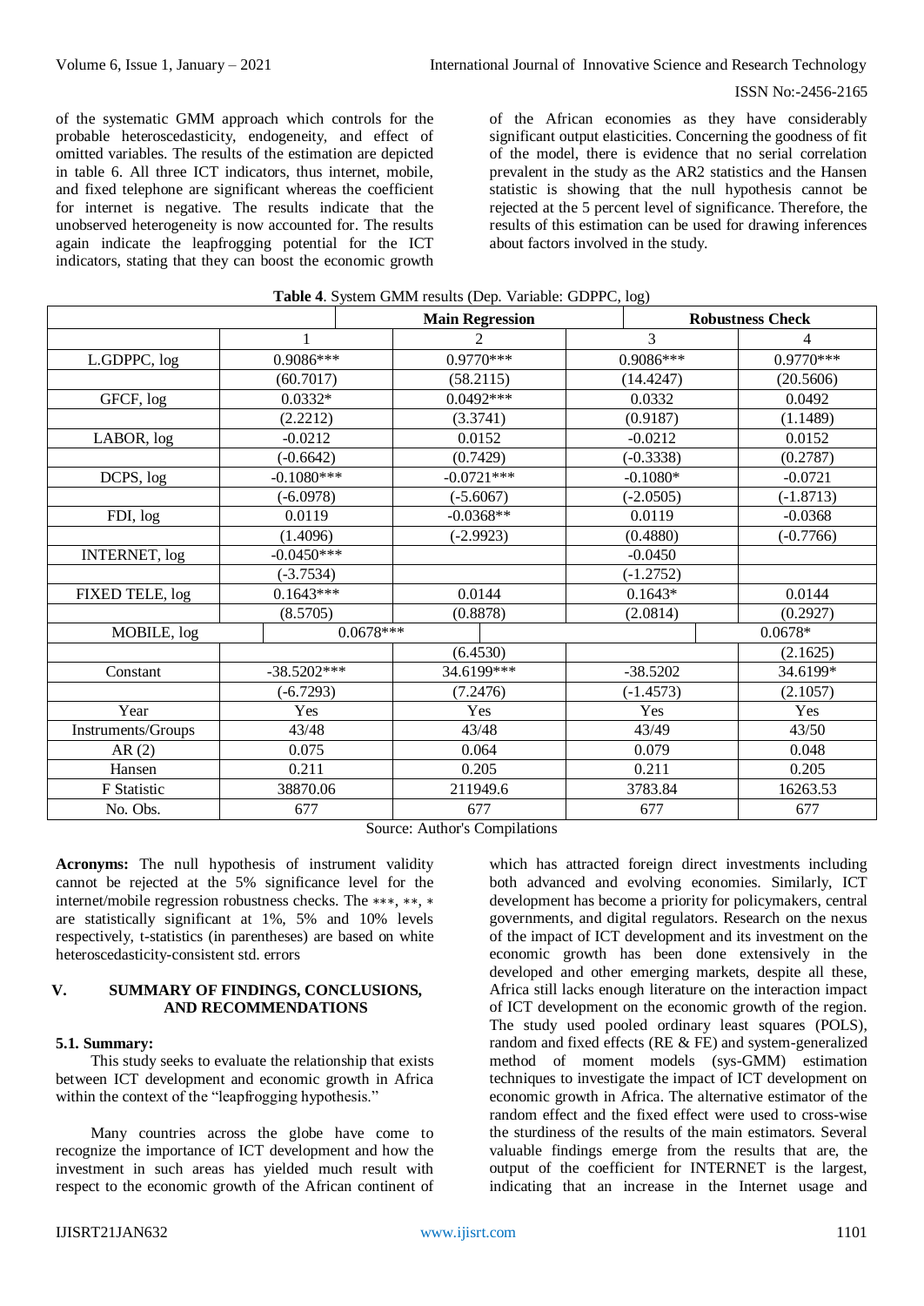of the systematic GMM approach which controls for the probable heteroscedasticity, endogeneity, and effect of omitted variables. The results of the estimation are depicted in table 6. All three ICT indicators, thus internet, mobile, and fixed telephone are significant whereas the coefficient for internet is negative. The results indicate that the unobserved heterogeneity is now accounted for. The results again indicate the leapfrogging potential for the ICT indicators, stating that they can boost the economic growth of the African economies as they have considerably significant output elasticities. Concerning the goodness of fit of the model, there is evidence that no serial correlation prevalent in the study as the AR2 statistics and the Hansen statistic is showing that the null hypothesis cannot be rejected at the 5 percent level of significance. Therefore, the results of this estimation can be used for drawing inferences about factors involved in the study.

**Table 4**. System GMM results (Dep. Variable: GDPPC, log)

| | Main Regression | | Robustness Check | |
|---|---|---|---|---|
| | 1 | 2 | 3 | 4 |
| L.GDPPC, log | 0.9086*** | 0.9770*** | 0.9086*** | 0.9770*** |
| | (60.7017) | (58.2115) | (14.4247) | (20.5606) |
| GFCF, log | 0.0332* | 0.0492*** | 0.0332 | 0.0492 |
| | (2.2212) | (3.3741) | (0.9187) | (1.1489) |
| LABOR, log | -0.0212 | 0.0152 | -0.0212 | 0.0152 |
| | (-0.6642) | (0.7429) | (-0.3338) | (0.2787) |
| DCPS, log | -0.1080*** | -0.0721*** | -0.1080* | -0.0721 |
| | (-6.0978) | (-5.6067) | (-2.0505) | (-1.8713) |
| FDI, log | 0.0119 | -0.0368** | 0.0119 | -0.0368 |
| | (1.4096) | (-2.9923) | (0.4880) | (-0.7766) |
| INTERNET, log | -0.0450*** | | -0.0450 | |
| | (-3.7534) | | (-1.2752) | |
| FIXED TELE, log | 0.1643*** | 0.0144 | 0.1643* | 0.0144 |
| | (8.5705) | (0.8878) | (2.0814) | (0.2927) |
| MOBILE, log | | 0.0678*** | | 0.0678* |
| | | (6.4530) | | (2.1625) |
| Constant | -38.5202*** | 34.6199*** | -38.5202 | 34.6199* |
| | (-6.7293) | (7.2476) | (-1.4573) | (2.1057) |
| Year | Yes | Yes | Yes | Yes |
| Instruments/Groups | 43/48 | 43/48 | 43/49 | 43/50 |
| AR (2) | 0.075 | 0.064 | 0.079 | 0.048 |
| Hansen | 0.211 | 0.205 | 0.211 | 0.205 |
| F Statistic | 38870.06 | 211949.6 | 3783.84 | 16263.53 |
| No. Obs. | 677 | 677 | 677 | 677 |

Source: Author's Compilations

**Acronyms:** The null hypothesis of instrument validity cannot be rejected at the 5% significance level for the internet/mobile regression robustness checks. The ***, **, * are statistically significant at 1%, 5% and 10% levels respectively, t-statistics (in parentheses) are based on white heteroscedasticity-consistent std. errors

## V. SUMMARY OF FINDINGS, CONCLUSIONS, AND RECOMMENDATIONS

### 5.1. Summary:

This study seeks to evaluate the relationship that exists between ICT development and economic growth in Africa within the context of the "leapfrogging hypothesis."

Many countries across the globe have come to recognize the importance of ICT development and how the investment in such areas has yielded much result with respect to the economic growth of the African continent of which has attracted foreign direct investments including both advanced and evolving economies. Similarly, ICT development has become a priority for policymakers, central governments, and digital regulators. Research on the nexus of the impact of ICT development and its investment on the economic growth has been done extensively in the developed and other emerging markets, despite all these, Africa still lacks enough literature on the interaction impact of ICT development on the economic growth of the region. The study used pooled ordinary least squares (POLS), random and fixed effects (RE & FE) and system-generalized method of moment models (sys-GMM) estimation techniques to investigate the impact of ICT development on economic growth in Africa. The alternative estimator of the random effect and the fixed effect were used to cross-wise the sturdiness of the results of the main estimators. Several valuable findings emerge from the results that are, the output of the coefficient for INTERNET is the largest, indicating that an increase in the Internet usage and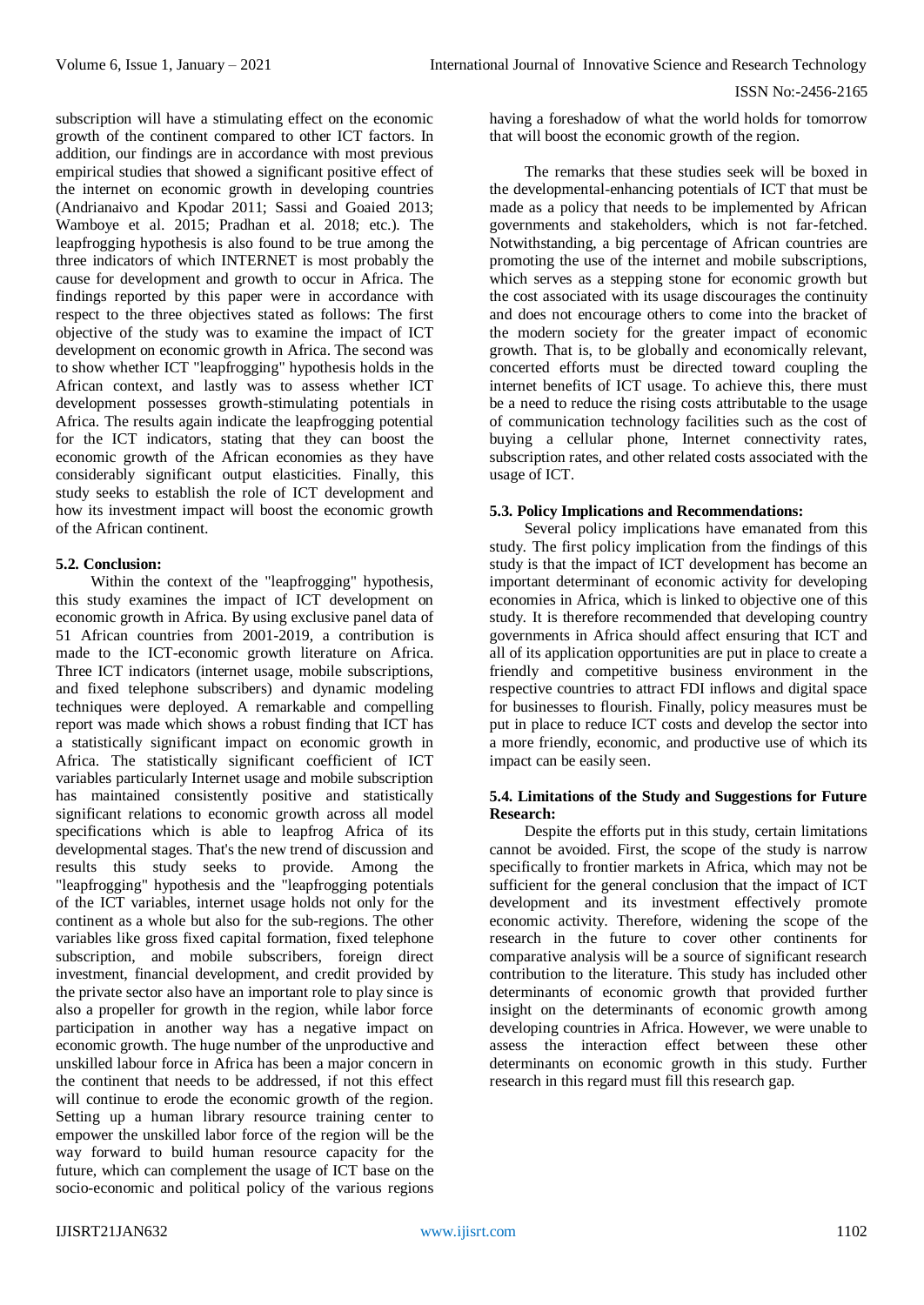subscription will have a stimulating effect on the economic growth of the continent compared to other ICT factors. In addition, our findings are in accordance with most previous empirical studies that showed a significant positive effect of the internet on economic growth in developing countries (Andrianaivo and Kpodar 2011; Sassi and Goaied 2013; Wamboye et al. 2015; Pradhan et al. 2018; etc.). The leapfrogging hypothesis is also found to be true among the three indicators of which INTERNET is most probably the cause for development and growth to occur in Africa. The findings reported by this paper were in accordance with respect to the three objectives stated as follows: The first objective of the study was to examine the impact of ICT development on economic growth in Africa. The second was to show whether ICT "leapfrogging" hypothesis holds in the African context, and lastly was to assess whether ICT development possesses growth-stimulating potentials in Africa. The results again indicate the leapfrogging potential for the ICT indicators, stating that they can boost the economic growth of the African economies as they have considerably significant output elasticities. Finally, this study seeks to establish the role of ICT development and how its investment impact will boost the economic growth of the African continent.

### 5.2. Conclusion:

Within the context of the "leapfrogging" hypothesis, this study examines the impact of ICT development on economic growth in Africa. By using exclusive panel data of 51 African countries from 2001-2019, a contribution is made to the ICT-economic growth literature on Africa. Three ICT indicators (internet usage, mobile subscriptions, and fixed telephone subscribers) and dynamic modeling techniques were deployed. A remarkable and compelling report was made which shows a robust finding that ICT has a statistically significant impact on economic growth in Africa. The statistically significant coefficient of ICT variables particularly Internet usage and mobile subscription has maintained consistently positive and statistically significant relations to economic growth across all model specifications which is able to leapfrog Africa of its developmental stages. That's the new trend of discussion and results this study seeks to provide. Among the "leapfrogging" hypothesis and the "leapfrogging potentials of the ICT variables, internet usage holds not only for the continent as a whole but also for the sub-regions. The other variables like gross fixed capital formation, fixed telephone subscription, and mobile subscribers, foreign direct investment, financial development, and credit provided by the private sector also have an important role to play since is also a propeller for growth in the region, while labor force participation in another way has a negative impact on economic growth. The huge number of the unproductive and unskilled labour force in Africa has been a major concern in the continent that needs to be addressed, if not this effect will continue to erode the economic growth of the region. Setting up a human library resource training center to empower the unskilled labor force of the region will be the way forward to build human resource capacity for the future, which can complement the usage of ICT base on the socio-economic and political policy of the various regions having a foreshadow of what the world holds for tomorrow that will boost the economic growth of the region.

The remarks that these studies seek will be boxed in the developmental-enhancing potentials of ICT that must be made as a policy that needs to be implemented by African governments and stakeholders, which is not far-fetched. Notwithstanding, a big percentage of African countries are promoting the use of the internet and mobile subscriptions, which serves as a stepping stone for economic growth but the cost associated with its usage discourages the continuity and does not encourage others to come into the bracket of the modern society for the greater impact of economic growth. That is, to be globally and economically relevant, concerted efforts must be directed toward coupling the internet benefits of ICT usage. To achieve this, there must be a need to reduce the rising costs attributable to the usage of communication technology facilities such as the cost of buying a cellular phone, Internet connectivity rates, subscription rates, and other related costs associated with the usage of ICT.

### 5.3. Policy Implications and Recommendations:

Several policy implications have emanated from this study. The first policy implication from the findings of this study is that the impact of ICT development has become an important determinant of economic activity for developing economies in Africa, which is linked to objective one of this study. It is therefore recommended that developing country governments in Africa should affect ensuring that ICT and all of its application opportunities are put in place to create a friendly and competitive business environment in the respective countries to attract FDI inflows and digital space for businesses to flourish. Finally, policy measures must be put in place to reduce ICT costs and develop the sector into a more friendly, economic, and productive use of which its impact can be easily seen.

### 5.4. Limitations of the Study and Suggestions for Future Research:

Despite the efforts put in this study, certain limitations cannot be avoided. First, the scope of the study is narrow specifically to frontier markets in Africa, which may not be sufficient for the general conclusion that the impact of ICT development and its investment effectively promote economic activity. Therefore, widening the scope of the research in the future to cover other continents for comparative analysis will be a source of significant research contribution to the literature. This study has included other determinants of economic growth that provided further insight on the determinants of economic growth among developing countries in Africa. However, we were unable to assess the interaction effect between these other determinants on economic growth in this study. Further research in this regard must fill this research gap.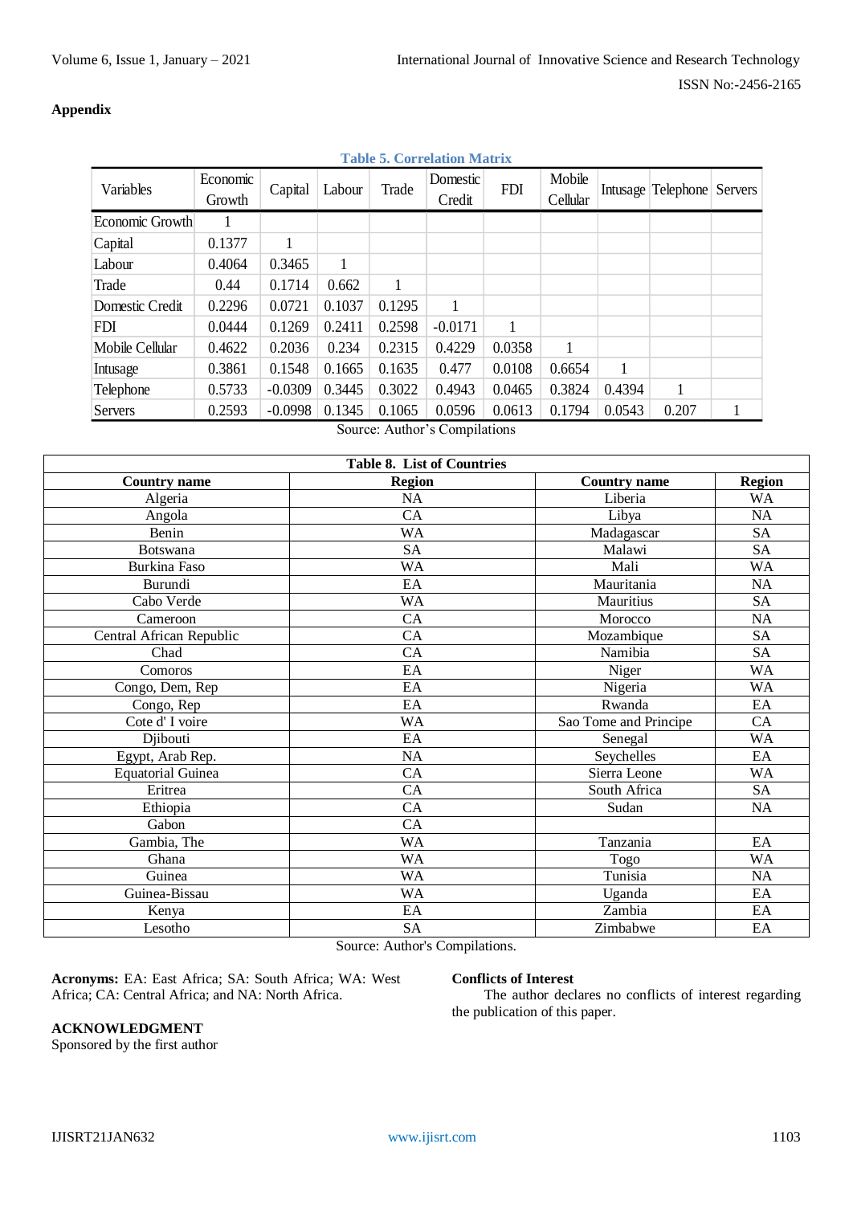## Appendix

**Table 5. Correlation Matrix**

| Variables | Economic Growth | Capital | Labour | Trade | Domestic Credit | FDI | Mobile Cellular | Intusage | Telephone | Servers |
|---|---|---|---|---|---|---|---|---|---|---|
| Economic Growth | 1 | | | | | | | | | |
| Capital | 0.1377 | 1 | | | | | | | | |
| Labour | 0.4064 | 0.3465 | 1 | | | | | | | |
| Trade | 0.44 | 0.1714 | 0.662 | 1 | | | | | | |
| Domestic Credit | 0.2296 | 0.0721 | 0.1037 | 0.1295 | 1 | | | | | |
| FDI | 0.0444 | 0.1269 | 0.2411 | 0.2598 | -0.0171 | 1 | | | | |
| Mobile Cellular | 0.4622 | 0.2036 | 0.234 | 0.2315 | 0.4229 | 0.0358 | 1 | | | |
| Intusage | 0.3861 | 0.1548 | 0.1665 | 0.1635 | 0.477 | 0.0108 | 0.6654 | 1 | | |
| Telephone | 0.5733 | -0.0309 | 0.3445 | 0.3022 | 0.4943 | 0.0465 | 0.3824 | 0.4394 | 1 | |
| Servers | 0.2593 | -0.0998 | 0.1345 | 0.1065 | 0.0596 | 0.0613 | 0.1794 | 0.0543 | 0.207 | 1 |

Source: Author's Compilations

**Table 8. List of Countries**

| Country name | Region | Country name | Region |
|---|---|---|---|
| Algeria | NA | Liberia | WA |
| Angola | CA | Libya | NA |
| Benin | WA | Madagascar | SA |
| Botswana | SA | Malawi | SA |
| Burkina Faso | WA | Mali | WA |
| Burundi | EA | Mauritania | NA |
| Cabo Verde | WA | Mauritius | SA |
| Cameroon | CA | Morocco | NA |
| Central African Republic | CA | Mozambique | SA |
| Chad | CA | Namibia | SA |
| Comoros | EA | Niger | WA |
| Congo, Dem, Rep | EA | Nigeria | WA |
| Congo, Rep | EA | Rwanda | EA |
| Cote d' I voire | WA | Sao Tome and Principe | CA |
| Djibouti | EA | Senegal | WA |
| Egypt, Arab Rep. | NA | Seychelles | EA |
| Equatorial Guinea | CA | Sierra Leone | WA |
| Eritrea | CA | South Africa | SA |
| Ethiopia | CA | Sudan | NA |
| Gabon | CA | | |
| Gambia, The | WA | Tanzania | EA |
| Ghana | WA | Togo | WA |
| Guinea | WA | Tunisia | NA |
| Guinea-Bissau | WA | Uganda | EA |
| Kenya | EA | Zambia | EA |
| Lesotho | SA | Zimbabwe | EA |

Source: Author's Compilations.

**Acronyms:** EA: East Africa; SA: South Africa; WA: West Africa; CA: Central Africa; and NA: North Africa.

**ACKNOWLEDGMENT**
Sponsored by the first author

**Conflicts of Interest**

The author declares no conflicts of interest regarding the publication of this paper.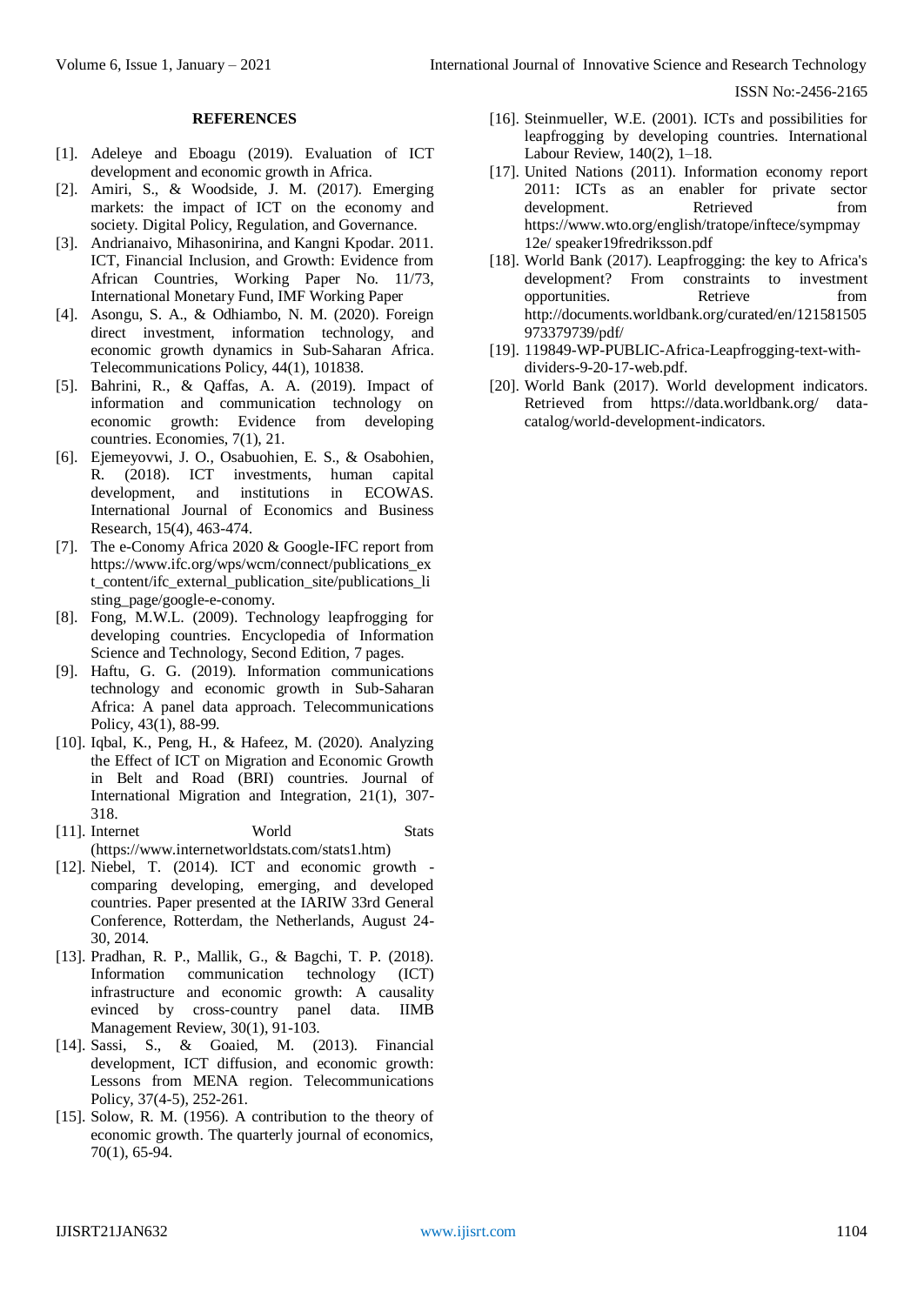## REFERENCES

[1]. Adeleye and Eboagu (2019). Evaluation of ICT development and economic growth in Africa.

[2]. Amiri, S., & Woodside, J. M. (2017). Emerging markets: the impact of ICT on the economy and society. Digital Policy, Regulation, and Governance.

[3]. Andrianaivo, Mihasonirina, and Kangni Kpodar. 2011. ICT, Financial Inclusion, and Growth: Evidence from African Countries, Working Paper No. 11/73, International Monetary Fund, IMF Working Paper

[4]. Asongu, S. A., & Odhiambo, N. M. (2020). Foreign direct investment, information technology, and economic growth dynamics in Sub-Saharan Africa. Telecommunications Policy, 44(1), 101838.

[5]. Bahrini, R., & Qaffas, A. A. (2019). Impact of information and communication technology on economic growth: Evidence from developing countries. Economies, 7(1), 21.

[6]. Ejemeyovwi, J. O., Osabuohien, E. S., & Osabohien, R. (2018). ICT investments, human capital development, and institutions in ECOWAS. International Journal of Economics and Business Research, 15(4), 463-474.

[7]. The e-Conomy Africa 2020 & Google-IFC report from https://www.ifc.org/wps/wcm/connect/publications_ext_content/ifc_external_publication_site/publications_listing_page/google-e-conomy.

[8]. Fong, M.W.L. (2009). Technology leapfrogging for developing countries. Encyclopedia of Information Science and Technology, Second Edition, 7 pages.

[9]. Haftu, G. G. (2019). Information communications technology and economic growth in Sub-Saharan Africa: A panel data approach. Telecommunications Policy, 43(1), 88-99.

[10]. Iqbal, K., Peng, H., & Hafeez, M. (2020). Analyzing the Effect of ICT on Migration and Economic Growth in Belt and Road (BRI) countries. Journal of International Migration and Integration, 21(1), 307-318.

[11]. Internet World Stats (https://www.internetworldstats.com/stats1.htm)

[12]. Niebel, T. (2014). ICT and economic growth - comparing developing, emerging, and developed countries. Paper presented at the IARIW 33rd General Conference, Rotterdam, the Netherlands, August 24-30, 2014.

[13]. Pradhan, R. P., Mallik, G., & Bagchi, T. P. (2018). Information communication technology (ICT) infrastructure and economic growth: A causality evinced by cross-country panel data. IIMB Management Review, 30(1), 91-103.

[14]. Sassi, S., & Goaied, M. (2013). Financial development, ICT diffusion, and economic growth: Lessons from MENA region. Telecommunications Policy, 37(4-5), 252-261.

[15]. Solow, R. M. (1956). A contribution to the theory of economic growth. The quarterly journal of economics, 70(1), 65-94.

[16]. Steinmueller, W.E. (2001). ICTs and possibilities for leapfrogging by developing countries. International Labour Review, 140(2), 1–18.

[17]. United Nations (2011). Information economy report 2011: ICTs as an enabler for private sector development. Retrieved from https://www.wto.org/english/tratope/inftece/sympmay12e/ speaker19fredriksson.pdf

[18]. World Bank (2017). Leapfrogging: the key to Africa's development? From constraints to investment opportunities. Retrieve from http://documents.worldbank.org/curated/en/121581505973379739/pdf/

[19]. 119849-WP-PUBLIC-Africa-Leapfrogging-text-with-dividers-9-20-17-web.pdf.

[20]. World Bank (2017). World development indicators. Retrieved from https://data.worldbank.org/ data-catalog/world-development-indicators.